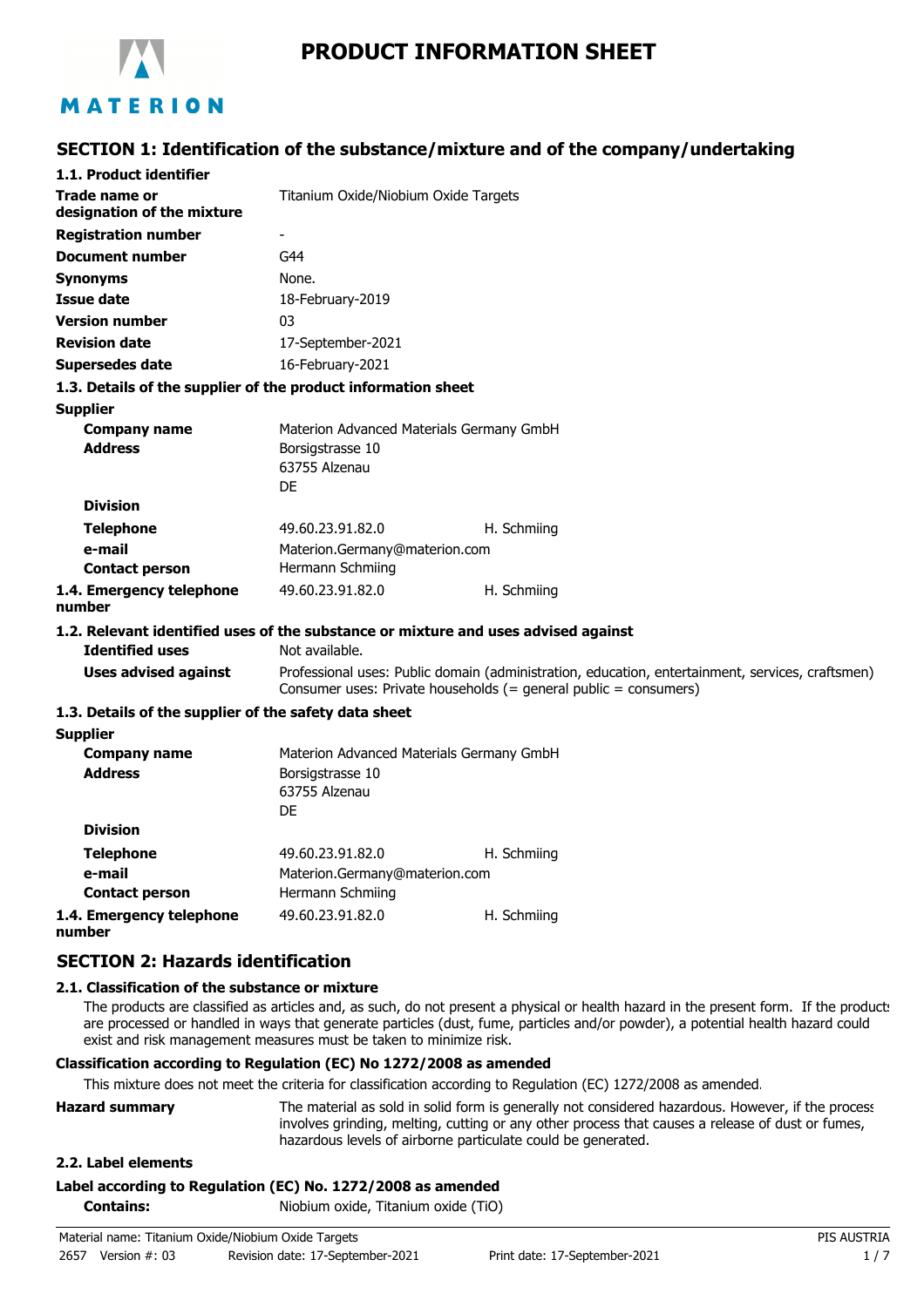# PRODUCT INFORMATION SHEET

## SECTION 1: Identification of the substance/mixture and of the company/undertaking

### 1.1. Product identifier

| | |
|---|---|
| **Trade name or designation of the mixture** | Titanium Oxide/Niobium Oxide Targets |
| **Registration number** | - |
| **Document number** | G44 |
| **Synonyms** | None. |
| **Issue date** | 18-February-2019 |
| **Version number** | 03 |
| **Revision date** | 17-September-2021 |
| **Supersedes date** | 16-February-2021 |

### 1.3. Details of the supplier of the product information sheet

**Supplier**

| | | |
|---|---|---|
| **Company name** | Materion Advanced Materials Germany GmbH | |
| **Address** | Borsigstrasse 10<br>63755 Alzenau<br>DE | |
| **Division** | | |
| **Telephone** | 49.60.23.91.82.0 | H. Schmiing |
| **e-mail** | Materion.Germany@materion.com | |
| **Contact person** | Hermann Schmiing | |
| **1.4. Emergency telephone number** | 49.60.23.91.82.0 | H. Schmiing |

### 1.2. Relevant identified uses of the substance or mixture and uses advised against

| | |
|---|---|
| **Identified uses** | Not available. |
| **Uses advised against** | Professional uses: Public domain (administration, education, entertainment, services, craftsmen)<br>Consumer uses: Private households (= general public = consumers) |

### 1.3. Details of the supplier of the safety data sheet

**Supplier**

| | | |
|---|---|---|
| **Company name** | Materion Advanced Materials Germany GmbH | |
| **Address** | Borsigstrasse 10<br>63755 Alzenau<br>DE | |
| **Division** | | |
| **Telephone** | 49.60.23.91.82.0 | H. Schmiing |
| **e-mail** | Materion.Germany@materion.com | |
| **Contact person** | Hermann Schmiing | |
| **1.4. Emergency telephone number** | 49.60.23.91.82.0 | H. Schmiing |

## SECTION 2: Hazards identification

### 2.1. Classification of the substance or mixture

The products are classified as articles and, as such, do not present a physical or health hazard in the present form. If the products are processed or handled in ways that generate particles (dust, fume, particles and/or powder), a potential health hazard could exist and risk management measures must be taken to minimize risk.

**Classification according to Regulation (EC) No 1272/2008 as amended**

This mixture does not meet the criteria for classification according to Regulation (EC) 1272/2008 as amended.

**Hazard summary**: The material as sold in solid form is generally not considered hazardous. However, if the process involves grinding, melting, cutting or any other process that causes a release of dust or fumes, hazardous levels of airborne particulate could be generated.

### 2.2. Label elements

**Label according to Regulation (EC) No. 1272/2008 as amended**

**Contains:** Niobium oxide, Titanium oxide (TiO)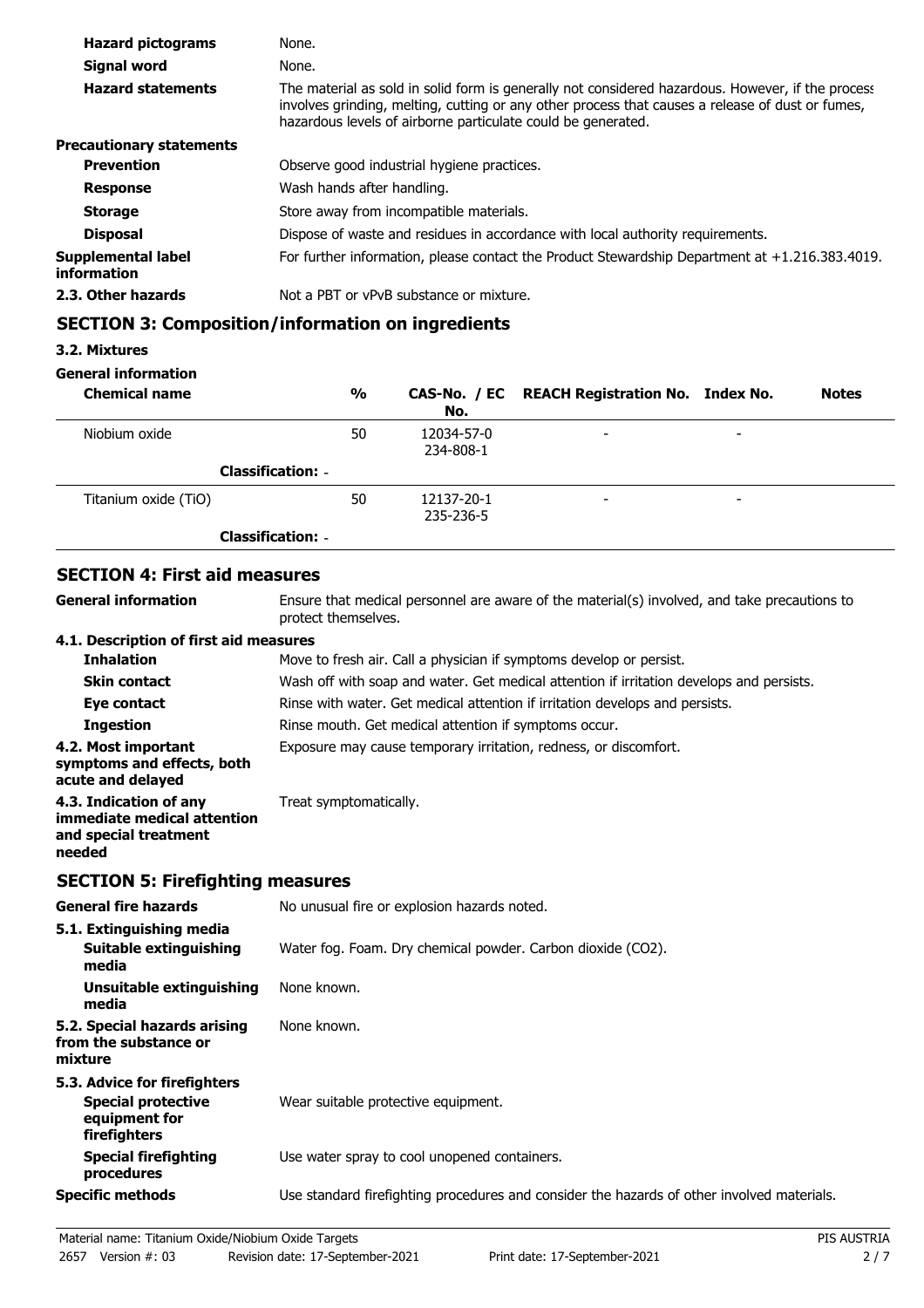| | |
|---|---|
| **Hazard pictograms** | None. |
| **Signal word** | None. |
| **Hazard statements** | The material as sold in solid form is generally not considered hazardous. However, if the process involves grinding, melting, cutting or any other process that causes a release of dust or fumes, hazardous levels of airborne particulate could be generated. |

**Precautionary statements**

| | |
|---|---|
| **Prevention** | Observe good industrial hygiene practices. |
| **Response** | Wash hands after handling. |
| **Storage** | Store away from incompatible materials. |
| **Disposal** | Dispose of waste and residues in accordance with local authority requirements. |
| **Supplemental label information** | For further information, please contact the Product Stewardship Department at +1.216.383.4019. |
| **2.3. Other hazards** | Not a PBT or vPvB substance or mixture. |

## SECTION 3: Composition/information on ingredients

### 3.2. Mixtures

**General information**

| Chemical name | % | CAS-No. / EC No. | REACH Registration No. | Index No. | Notes |
|---|---|---|---|---|---|
| Niobium oxide | 50 | 12034-57-0 234-808-1 | - | - | |
| **Classification:** - | | | | | |
| Titanium oxide (TiO) | 50 | 12137-20-1 235-236-5 | - | - | |
| **Classification:** - | | | | | |

## SECTION 4: First aid measures

| | |
|---|---|
| **General information** | Ensure that medical personnel are aware of the material(s) involved, and take precautions to protect themselves. |

**4.1. Description of first aid measures**

| | |
|---|---|
| **Inhalation** | Move to fresh air. Call a physician if symptoms develop or persist. |
| **Skin contact** | Wash off with soap and water. Get medical attention if irritation develops and persists. |
| **Eye contact** | Rinse with water. Get medical attention if irritation develops and persists. |
| **Ingestion** | Rinse mouth. Get medical attention if symptoms occur. |
| **4.2. Most important symptoms and effects, both acute and delayed** | Exposure may cause temporary irritation, redness, or discomfort. |
| **4.3. Indication of any immediate medical attention and special treatment needed** | Treat symptomatically. |

## SECTION 5: Firefighting measures

| | |
|---|---|
| **General fire hazards** | No unusual fire or explosion hazards noted. |

**5.1. Extinguishing media**

| | |
|---|---|
| **Suitable extinguishing media** | Water fog. Foam. Dry chemical powder. Carbon dioxide ($CO_2$). |
| **Unsuitable extinguishing media** | None known. |
| **5.2. Special hazards arising from the substance or mixture** | None known. |

**5.3. Advice for firefighters**

| | |
|---|---|
| **Special protective equipment for firefighters** | Wear suitable protective equipment. |
| **Special firefighting procedures** | Use water spray to cool unopened containers. |
| **Specific methods** | Use standard firefighting procedures and consider the hazards of other involved materials. |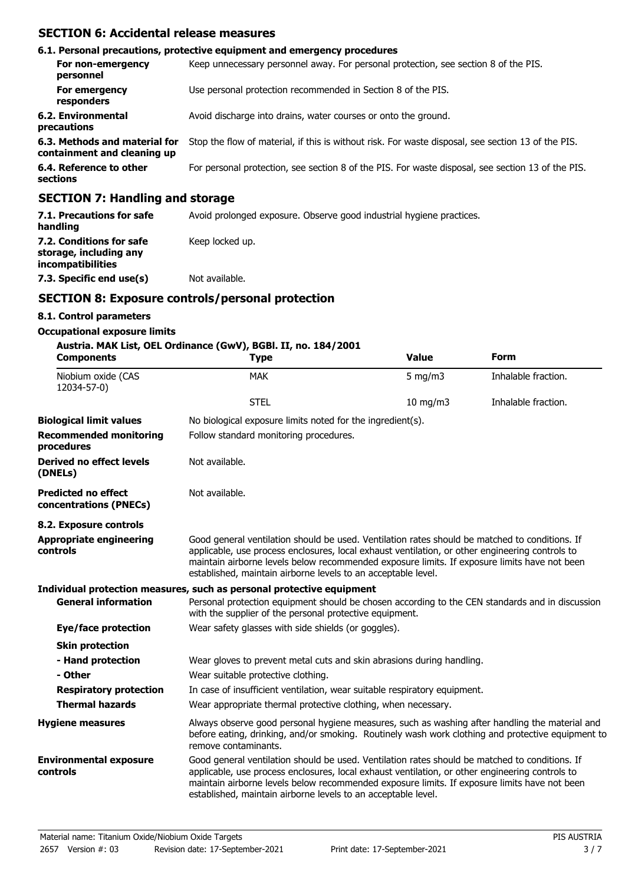## SECTION 6: Accidental release measures

### 6.1. Personal precautions, protective equipment and emergency procedures

**For non-emergency personnel** Keep unnecessary personnel away. For personal protection, see section 8 of the PIS.

**For emergency responders** Use personal protection recommended in Section 8 of the PIS.

**6.2. Environmental precautions** Avoid discharge into drains, water courses or onto the ground.

**6.3. Methods and material for containment and cleaning up** Stop the flow of material, if this is without risk. For waste disposal, see section 13 of the PIS.

**6.4. Reference to other sections** For personal protection, see section 8 of the PIS. For waste disposal, see section 13 of the PIS.

## SECTION 7: Handling and storage

**7.1. Precautions for safe handling** Avoid prolonged exposure. Observe good industrial hygiene practices.

**7.2. Conditions for safe storage, including any incompatibilities** Keep locked up.

**7.3. Specific end use(s)** Not available.

## SECTION 8: Exposure controls/personal protection

### 8.1. Control parameters

**Occupational exposure limits**

**Austria. MAK List, OEL Ordinance (GwV), BGBl. II, no. 184/2001**

| Components | Type | Value | Form |
|---|---|---|---|
| Niobium oxide (CAS 12034-57-0) | MAK | 5 mg/m3 | Inhalable fraction. |
| | STEL | 10 mg/m3 | Inhalable fraction. |

**Biological limit values** No biological exposure limits noted for the ingredient(s).

**Recommended monitoring procedures** Follow standard monitoring procedures.

**Derived no effect levels (DNELs)** Not available.

**Predicted no effect concentrations (PNECs)** Not available.

### 8.2. Exposure controls

**Appropriate engineering controls** Good general ventilation should be used. Ventilation rates should be matched to conditions. If applicable, use process enclosures, local exhaust ventilation, or other engineering controls to maintain airborne levels below recommended exposure limits. If exposure limits have not been established, maintain airborne levels to an acceptable level.

**Individual protection measures, such as personal protective equipment**

**General information** Personal protection equipment should be chosen according to the CEN standards and in discussion with the supplier of the personal protective equipment.

**Eye/face protection** Wear safety glasses with side shields (or goggles).

**Skin protection**

**- Hand protection** Wear gloves to prevent metal cuts and skin abrasions during handling.

**- Other** Wear suitable protective clothing.

**Respiratory protection** In case of insufficient ventilation, wear suitable respiratory equipment.

**Thermal hazards** Wear appropriate thermal protective clothing, when necessary.

**Hygiene measures** Always observe good personal hygiene measures, such as washing after handling the material and before eating, drinking, and/or smoking. Routinely wash work clothing and protective equipment to remove contaminants.

**Environmental exposure controls** Good general ventilation should be used. Ventilation rates should be matched to conditions. If applicable, use process enclosures, local exhaust ventilation, or other engineering controls to maintain airborne levels below recommended exposure limits. If exposure limits have not been established, maintain airborne levels to an acceptable level.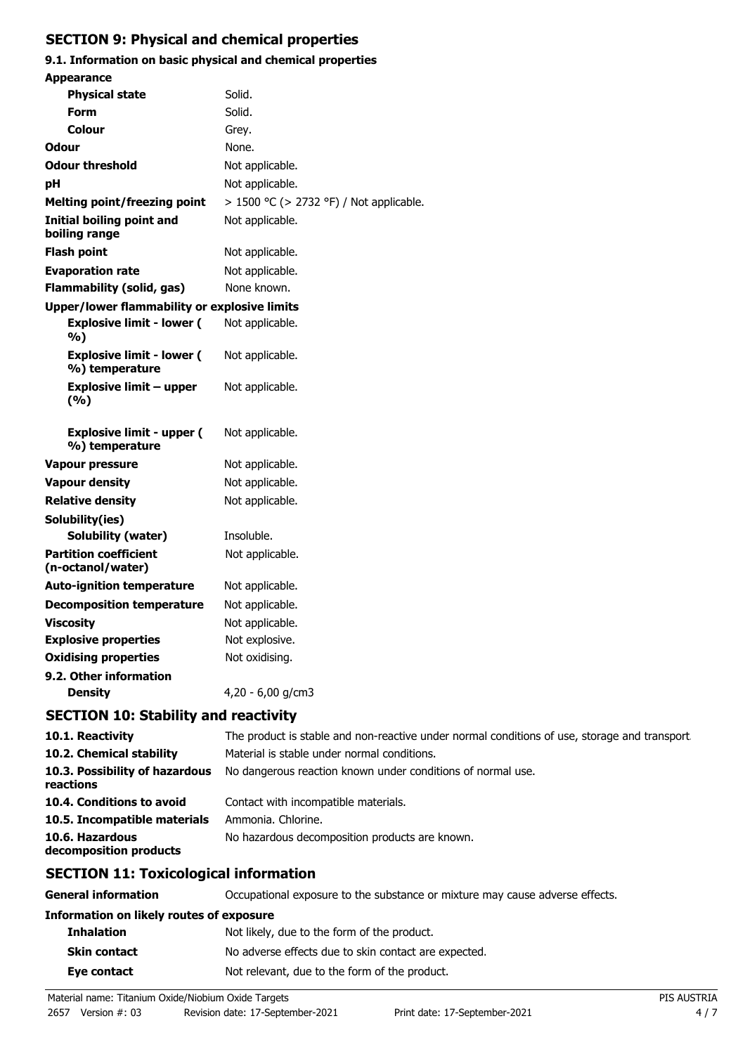## SECTION 9: Physical and chemical properties

### 9.1. Information on basic physical and chemical properties

| Property | Value |
|---|---|
| **Appearance** | |
| **Physical state** | Solid. |
| **Form** | Solid. |
| **Colour** | Grey. |
| **Odour** | None. |
| **Odour threshold** | Not applicable. |
| **pH** | Not applicable. |
| **Melting point/freezing point** | > 1500 °C (> 2732 °F) / Not applicable. |
| **Initial boiling point and boiling range** | Not applicable. |
| **Flash point** | Not applicable. |
| **Evaporation rate** | Not applicable. |
| **Flammability (solid, gas)** | None known. |
| **Upper/lower flammability or explosive limits** | |
| **Explosive limit - lower ( %)** | Not applicable. |
| **Explosive limit - lower ( %) temperature** | Not applicable. |
| **Explosive limit – upper (%)** | Not applicable. |
| **Explosive limit - upper ( %) temperature** | Not applicable. |
| **Vapour pressure** | Not applicable. |
| **Vapour density** | Not applicable. |
| **Relative density** | Not applicable. |
| **Solubility(ies)** | |
| **Solubility (water)** | Insoluble. |
| **Partition coefficient (n-octanol/water)** | Not applicable. |
| **Auto-ignition temperature** | Not applicable. |
| **Decomposition temperature** | Not applicable. |
| **Viscosity** | Not applicable. |
| **Explosive properties** | Not explosive. |
| **Oxidising properties** | Not oxidising. |

### 9.2. Other information

| Property | Value |
|---|---|
| **Density** | 4,20 - 6,00 g/cm3 |

## SECTION 10: Stability and reactivity

| | |
|---|---|
| **10.1. Reactivity** | The product is stable and non-reactive under normal conditions of use, storage and transport. |
| **10.2. Chemical stability** | Material is stable under normal conditions. |
| **10.3. Possibility of hazardous reactions** | No dangerous reaction known under conditions of normal use. |
| **10.4. Conditions to avoid** | Contact with incompatible materials. |
| **10.5. Incompatible materials** | Ammonia. Chlorine. |
| **10.6. Hazardous decomposition products** | No hazardous decomposition products are known. |

## SECTION 11: Toxicological information

| | |
|---|---|
| **General information** | Occupational exposure to the substance or mixture may cause adverse effects. |
| **Information on likely routes of exposure** | |
| **Inhalation** | Not likely, due to the form of the product. |
| **Skin contact** | No adverse effects due to skin contact are expected. |
| **Eye contact** | Not relevant, due to the form of the product. |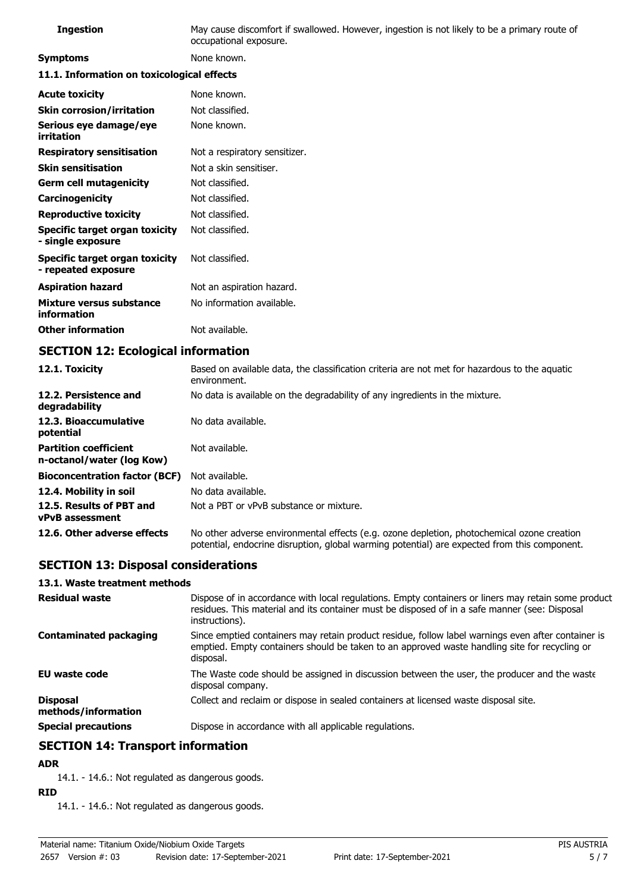| | |
|---|---|
| **Ingestion** | May cause discomfort if swallowed. However, ingestion is not likely to be a primary route of occupational exposure. |
| **Symptoms** | None known. |

**11.1. Information on toxicological effects**

| | |
|---|---|
| **Acute toxicity** | None known. |
| **Skin corrosion/irritation** | Not classified. |
| **Serious eye damage/eye irritation** | None known. |
| **Respiratory sensitisation** | Not a respiratory sensitizer. |
| **Skin sensitisation** | Not a skin sensitiser. |
| **Germ cell mutagenicity** | Not classified. |
| **Carcinogenicity** | Not classified. |
| **Reproductive toxicity** | Not classified. |
| **Specific target organ toxicity - single exposure** | Not classified. |
| **Specific target organ toxicity - repeated exposure** | Not classified. |
| **Aspiration hazard** | Not an aspiration hazard. |
| **Mixture versus substance information** | No information available. |
| **Other information** | Not available. |

## SECTION 12: Ecological information

| | |
|---|---|
| **12.1. Toxicity** | Based on available data, the classification criteria are not met for hazardous to the aquatic environment. |
| **12.2. Persistence and degradability** | No data is available on the degradability of any ingredients in the mixture. |
| **12.3. Bioaccumulative potential** | No data available. |
| **Partition coefficient n-octanol/water (log Kow)** | Not available. |
| **Bioconcentration factor (BCF)** | Not available. |
| **12.4. Mobility in soil** | No data available. |
| **12.5. Results of PBT and vPvB assessment** | Not a PBT or vPvB substance or mixture. |
| **12.6. Other adverse effects** | No other adverse environmental effects (e.g. ozone depletion, photochemical ozone creation potential, endocrine disruption, global warming potential) are expected from this component. |

## SECTION 13: Disposal considerations

**13.1. Waste treatment methods**

| | |
|---|---|
| **Residual waste** | Dispose of in accordance with local regulations. Empty containers or liners may retain some product residues. This material and its container must be disposed of in a safe manner (see: Disposal instructions). |
| **Contaminated packaging** | Since emptied containers may retain product residue, follow label warnings even after container is emptied. Empty containers should be taken to an approved waste handling site for recycling or disposal. |
| **EU waste code** | The Waste code should be assigned in discussion between the user, the producer and the waste disposal company. |
| **Disposal methods/information** | Collect and reclaim or dispose in sealed containers at licensed waste disposal site. |
| **Special precautions** | Dispose in accordance with all applicable regulations. |

## SECTION 14: Transport information

**ADR**

14.1. - 14.6.: Not regulated as dangerous goods.

**RID**

14.1. - 14.6.: Not regulated as dangerous goods.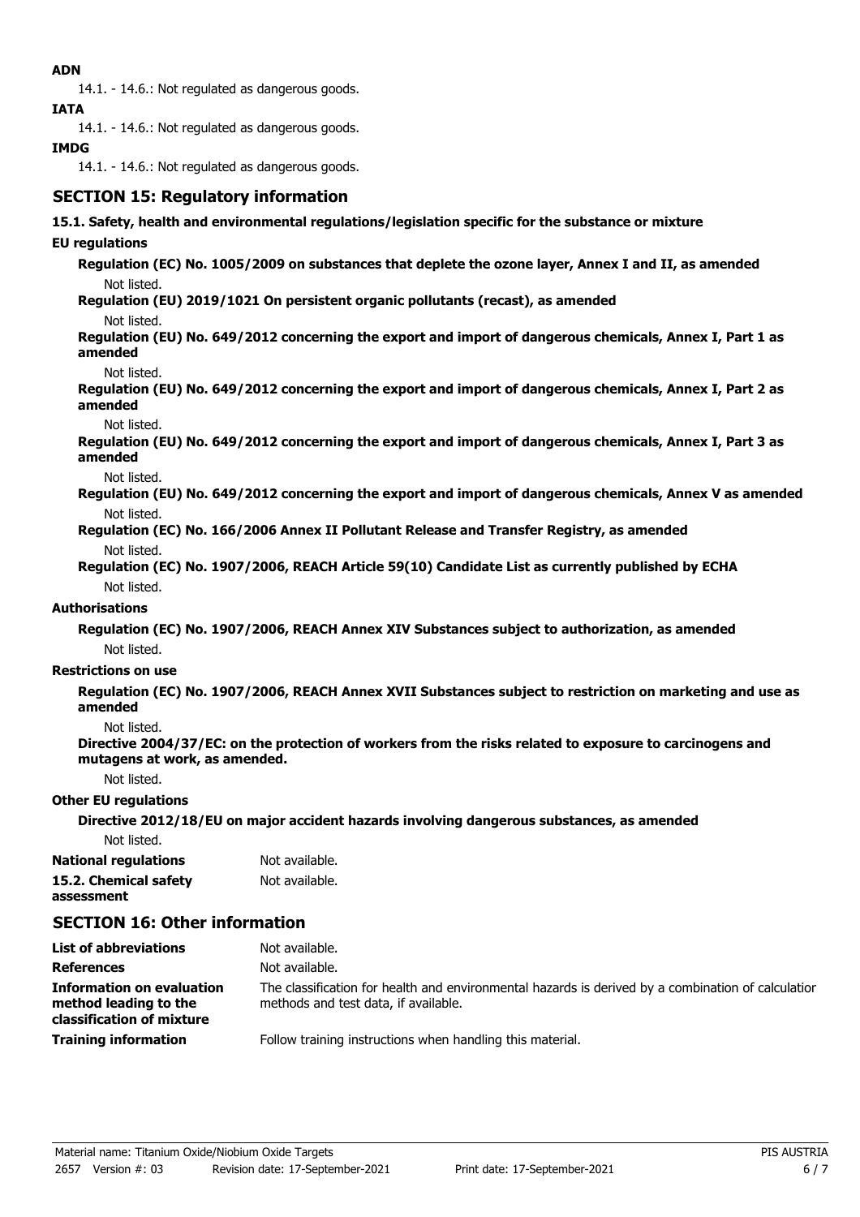**ADN**

14.1. - 14.6.: Not regulated as dangerous goods.

**IATA**

14.1. - 14.6.: Not regulated as dangerous goods.

**IMDG**

14.1. - 14.6.: Not regulated as dangerous goods.

## SECTION 15: Regulatory information

**15.1. Safety, health and environmental regulations/legislation specific for the substance or mixture**

**EU regulations**

**Regulation (EC) No. 1005/2009 on substances that deplete the ozone layer, Annex I and II, as amended**

Not listed.

**Regulation (EU) 2019/1021 On persistent organic pollutants (recast), as amended**

Not listed.

**Regulation (EU) No. 649/2012 concerning the export and import of dangerous chemicals, Annex I, Part 1 as amended**

Not listed.

**Regulation (EU) No. 649/2012 concerning the export and import of dangerous chemicals, Annex I, Part 2 as amended**

Not listed.

**Regulation (EU) No. 649/2012 concerning the export and import of dangerous chemicals, Annex I, Part 3 as amended**

Not listed.

**Regulation (EU) No. 649/2012 concerning the export and import of dangerous chemicals, Annex V as amended**

Not listed.

**Regulation (EC) No. 166/2006 Annex II Pollutant Release and Transfer Registry, as amended**

Not listed.

**Regulation (EC) No. 1907/2006, REACH Article 59(10) Candidate List as currently published by ECHA**

Not listed.

**Authorisations**

**Regulation (EC) No. 1907/2006, REACH Annex XIV Substances subject to authorization, as amended**

Not listed.

**Restrictions on use**

**Regulation (EC) No. 1907/2006, REACH Annex XVII Substances subject to restriction on marketing and use as amended**

Not listed.

**Directive 2004/37/EC: on the protection of workers from the risks related to exposure to carcinogens and mutagens at work, as amended.**

Not listed.

**Other EU regulations**

**Directive 2012/18/EU on major accident hazards involving dangerous substances, as amended**

Not listed.

**National regulations** Not available.

**15.2. Chemical safety assessment** Not available.

## SECTION 16: Other information

**List of abbreviations** Not available.

**References** Not available.

**Information on evaluation method leading to the classification of mixture** The classification for health and environmental hazards is derived by a combination of calculation methods and test data, if available.

**Training information** Follow training instructions when handling this material.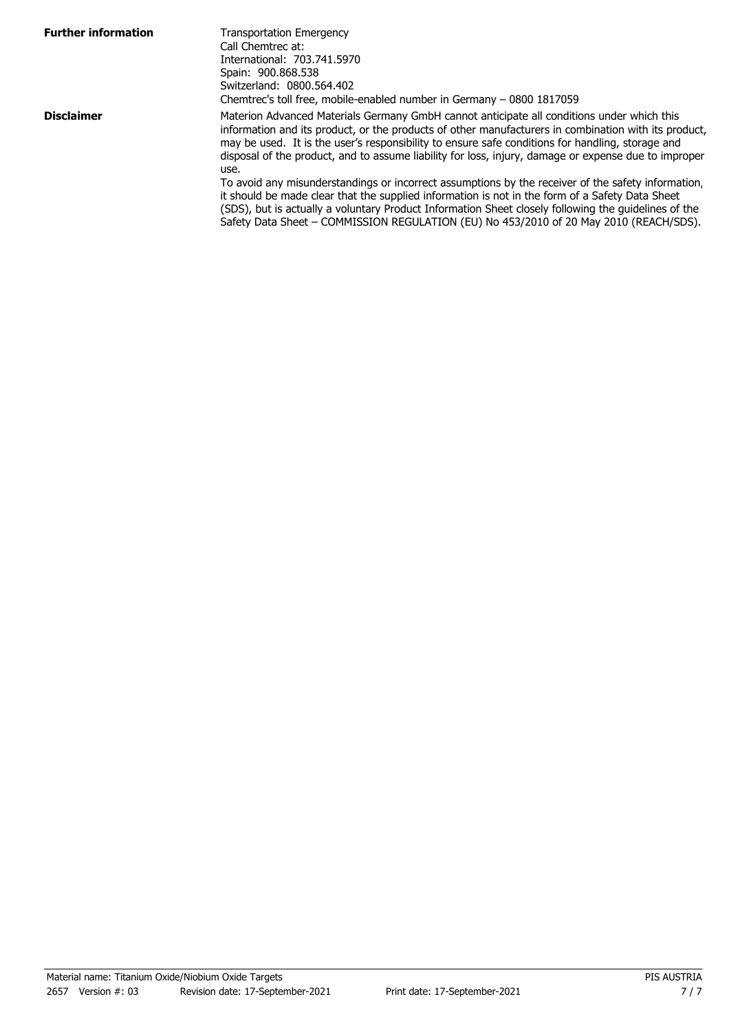**Further information**

Transportation Emergency
Call Chemtrec at:
International: 703.741.5970
Spain: 900.868.538
Switzerland: 0800.564.402
Chemtrec's toll free, mobile-enabled number in Germany – 0800 1817059

**Disclaimer**

Materion Advanced Materials Germany GmbH cannot anticipate all conditions under which this information and its product, or the products of other manufacturers in combination with its product, may be used. It is the user's responsibility to ensure safe conditions for handling, storage and disposal of the product, and to assume liability for loss, injury, damage or expense due to improper use.

To avoid any misunderstandings or incorrect assumptions by the receiver of the safety information, it should be made clear that the supplied information is not in the form of a Safety Data Sheet (SDS), but is actually a voluntary Product Information Sheet closely following the guidelines of the Safety Data Sheet – COMMISSION REGULATION (EU) No 453/2010 of 20 May 2010 (REACH/SDS).